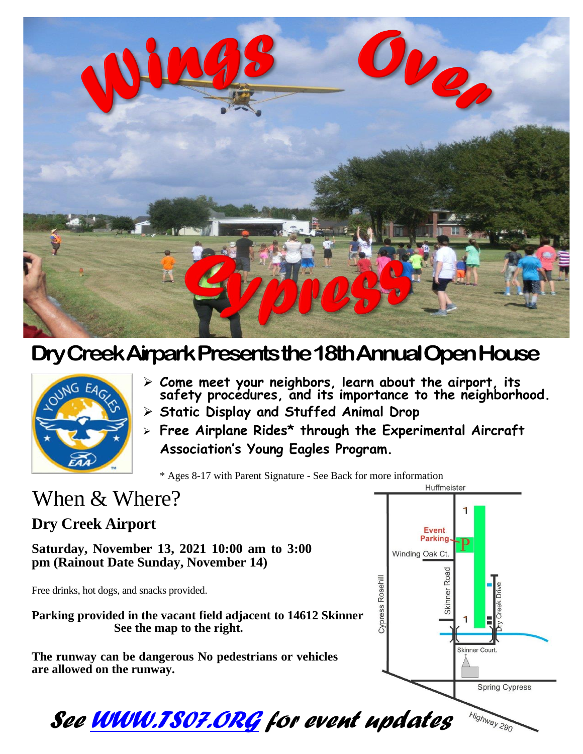# Wings Over Cypress

## Dry Creek Airpark Presents the 18th Annual Open House

- **Come meet your neighbors, learn about the airport, its safety procedures, and its importance to the neighborhood.**
- **Static Display and Stuffed Animal Drop**
- **Free Airplane Rides* through the Experimental Aircraft Association's Young Eagles Program.**

* Ages 8-17 with Parent Signature - See Back for more information

# When & Where?

### Dry Creek Airport

**Saturday, November 13, 2021 10:00 am to 3:00 pm (Rainout Date Sunday, November 14)**

Free drinks, hot dogs, and snacks provided.

**Parking provided in the vacant field adjacent to 14612 Skinner**
**See the map to the right.**

**The runway can be dangerous No pedestrians or vehicles are allowed on the runway.**

Huffmeister
Event Parking
Winding Oak Ct.
Cypress Rosehill
Skinner Road
Dry Creek Drive
Skinner Court
Spring Cypress
Highway 290

***See [WWW.TS07.ORG](http://WWW.TS07.ORG) for event updates***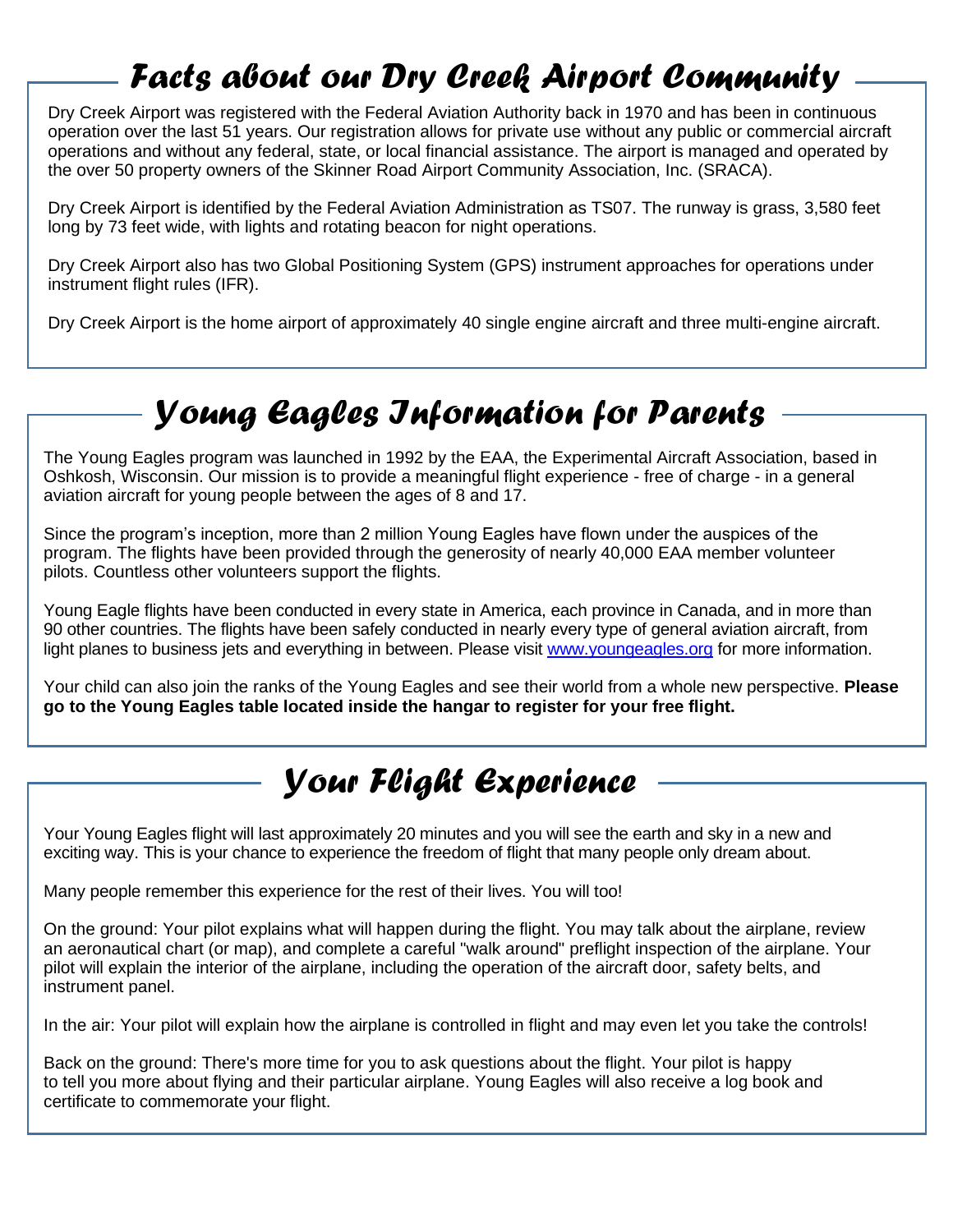## Facts about our Dry Creek Airport Community

Dry Creek Airport was registered with the Federal Aviation Authority back in 1970 and has been in continuous operation over the last 51 years. Our registration allows for private use without any public or commercial aircraft operations and without any federal, state, or local financial assistance. The airport is managed and operated by the over 50 property owners of the Skinner Road Airport Community Association, Inc. (SRACA).

Dry Creek Airport is identified by the Federal Aviation Administration as TS07. The runway is grass, 3,580 feet long by 73 feet wide, with lights and rotating beacon for night operations.

Dry Creek Airport also has two Global Positioning System (GPS) instrument approaches for operations under instrument flight rules (IFR).

Dry Creek Airport is the home airport of approximately 40 single engine aircraft and three multi-engine aircraft.

## Young Eagles Information for Parents

The Young Eagles program was launched in 1992 by the EAA, the Experimental Aircraft Association, based in Oshkosh, Wisconsin. Our mission is to provide a meaningful flight experience - free of charge - in a general aviation aircraft for young people between the ages of 8 and 17.

Since the program's inception, more than 2 million Young Eagles have flown under the auspices of the program. The flights have been provided through the generosity of nearly 40,000 EAA member volunteer pilots. Countless other volunteers support the flights.

Young Eagle flights have been conducted in every state in America, each province in Canada, and in more than 90 other countries. The flights have been safely conducted in nearly every type of general aviation aircraft, from light planes to business jets and everything in between. Please visit [www.youngeagles.org](http://www.youngeagles.org) for more information.

Your child can also join the ranks of the Young Eagles and see their world from a whole new perspective. **Please go to the Young Eagles table located inside the hangar to register for your free flight.**

## Your Flight Experience

Your Young Eagles flight will last approximately 20 minutes and you will see the earth and sky in a new and exciting way. This is your chance to experience the freedom of flight that many people only dream about.

Many people remember this experience for the rest of their lives. You will too!

On the ground: Your pilot explains what will happen during the flight. You may talk about the airplane, review an aeronautical chart (or map), and complete a careful "walk around" preflight inspection of the airplane. Your pilot will explain the interior of the airplane, including the operation of the aircraft door, safety belts, and instrument panel.

In the air: Your pilot will explain how the airplane is controlled in flight and may even let you take the controls!

Back on the ground: There's more time for you to ask questions about the flight. Your pilot is happy to tell you more about flying and their particular airplane. Young Eagles will also receive a log book and certificate to commemorate your flight.